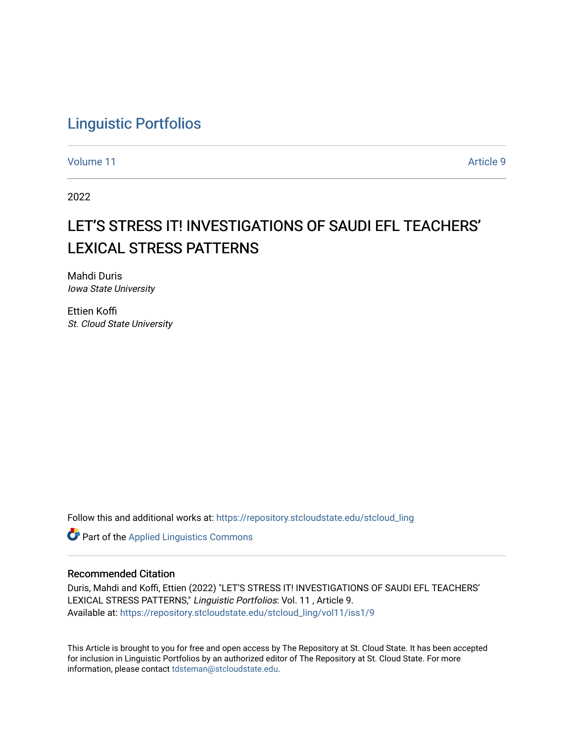# Linguistic Portfolios

Volume 11 | Article 9

2022

## LET'S STRESS IT! INVESTIGATIONS OF SAUDI EFL TEACHERS' LEXICAL STRESS PATTERNS

Mahdi Duris
*Iowa State University*

Ettien Koffi
*St. Cloud State University*

Follow this and additional works at: https://repository.stcloudstate.edu/stcloud_ling

Part of the Applied Linguistics Commons

### Recommended Citation

Duris, Mahdi and Koffi, Ettien (2022) "LET'S STRESS IT! INVESTIGATIONS OF SAUDI EFL TEACHERS' LEXICAL STRESS PATTERNS," *Linguistic Portfolios*: Vol. 11 , Article 9.
Available at: https://repository.stcloudstate.edu/stcloud_ling/vol11/iss1/9

This Article is brought to you for free and open access by The Repository at St. Cloud State. It has been accepted for inclusion in Linguistic Portfolios by an authorized editor of The Repository at St. Cloud State. For more information, please contact tdsteman@stcloudstate.edu.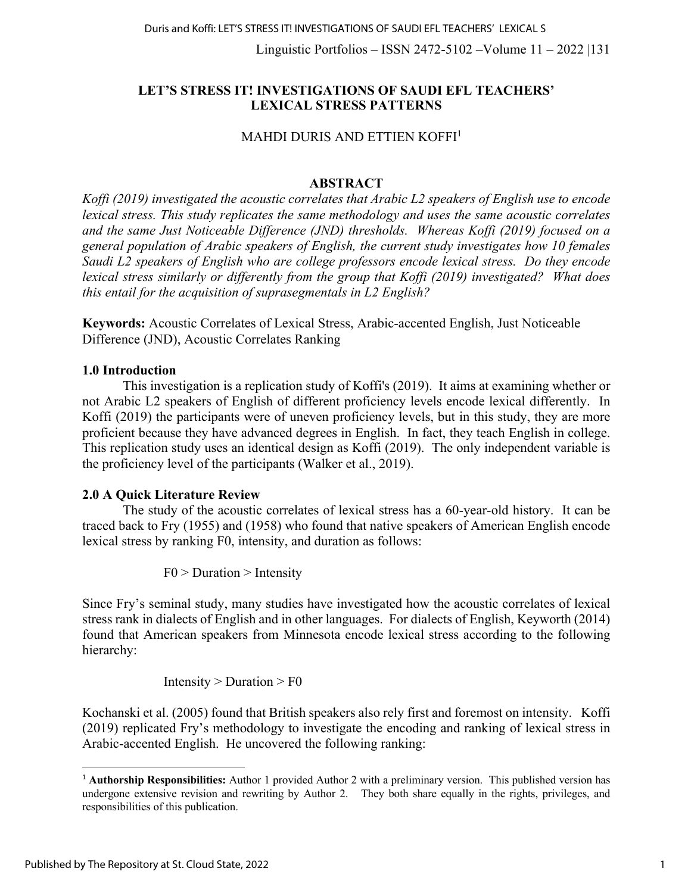## LET'S STRESS IT! INVESTIGATIONS OF SAUDI EFL TEACHERS' LEXICAL STRESS PATTERNS

MAHDI DURIS AND ETTIEN KOFFI[1]

### ABSTRACT

*Koffi (2019) investigated the acoustic correlates that Arabic L2 speakers of English use to encode lexical stress. This study replicates the same methodology and uses the same acoustic correlates and the same Just Noticeable Difference (JND) thresholds. Whereas Koffi (2019) focused on a general population of Arabic speakers of English, the current study investigates how 10 females Saudi L2 speakers of English who are college professors encode lexical stress. Do they encode lexical stress similarly or differently from the group that Koffi (2019) investigated? What does this entail for the acquisition of suprasegmentals in L2 English?*

**Keywords:** Acoustic Correlates of Lexical Stress, Arabic-accented English, Just Noticeable Difference (JND), Acoustic Correlates Ranking

### 1.0 Introduction

This investigation is a replication study of Koffi's (2019). It aims at examining whether or not Arabic L2 speakers of English of different proficiency levels encode lexical differently. In Koffi (2019) the participants were of uneven proficiency levels, but in this study, they are more proficient because they have advanced degrees in English. In fact, they teach English in college. This replication study uses an identical design as Koffi (2019). The only independent variable is the proficiency level of the participants (Walker et al., 2019).

### 2.0 A Quick Literature Review

The study of the acoustic correlates of lexical stress has a 60-year-old history. It can be traced back to Fry (1955) and (1958) who found that native speakers of American English encode lexical stress by ranking F0, intensity, and duration as follows:

F0 > Duration > Intensity

Since Fry's seminal study, many studies have investigated how the acoustic correlates of lexical stress rank in dialects of English and in other languages. For dialects of English, Keyworth (2014) found that American speakers from Minnesota encode lexical stress according to the following hierarchy:

Intensity > Duration > F0

Kochanski et al. (2005) found that British speakers also rely first and foremost on intensity. Koffi (2019) replicated Fry's methodology to investigate the encoding and ranking of lexical stress in Arabic-accented English. He uncovered the following ranking:

---

[1] **Authorship Responsibilities:** Author 1 provided Author 2 with a preliminary version. This published version has undergone extensive revision and rewriting by Author 2. They both share equally in the rights, privileges, and responsibilities of this publication.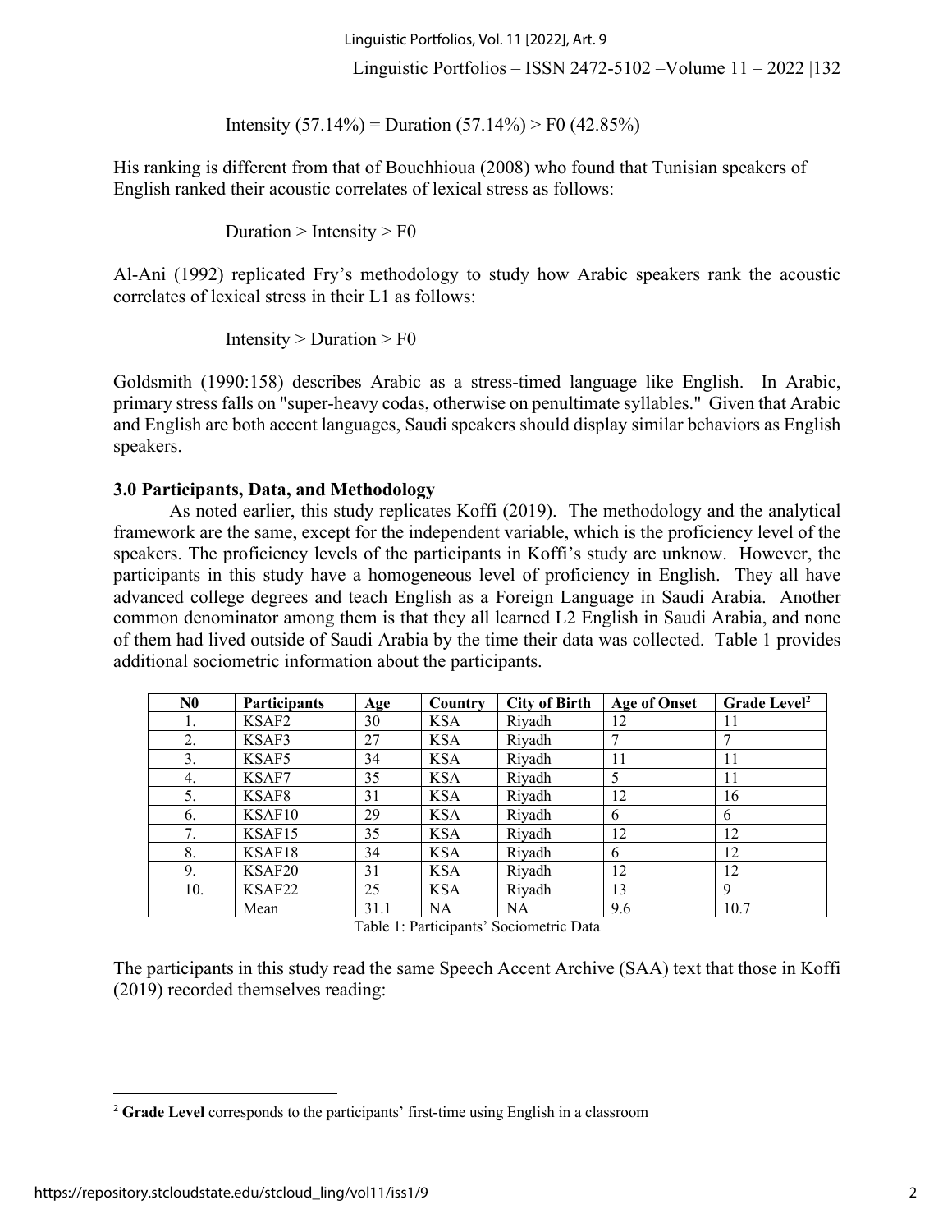Intensity (57.14%) = Duration (57.14%) > F0 (42.85%)

His ranking is different from that of Bouchhioua (2008) who found that Tunisian speakers of English ranked their acoustic correlates of lexical stress as follows:

Duration > Intensity > F0

Al-Ani (1992) replicated Fry's methodology to study how Arabic speakers rank the acoustic correlates of lexical stress in their L1 as follows:

Intensity > Duration > F0

Goldsmith (1990:158) describes Arabic as a stress-timed language like English. In Arabic, primary stress falls on "super-heavy codas, otherwise on penultimate syllables." Given that Arabic and English are both accent languages, Saudi speakers should display similar behaviors as English speakers.

**3.0 Participants, Data, and Methodology**

As noted earlier, this study replicates Koffi (2019). The methodology and the analytical framework are the same, except for the independent variable, which is the proficiency level of the speakers. The proficiency levels of the participants in Koffi's study are unknow. However, the participants in this study have a homogeneous level of proficiency in English. They all have advanced college degrees and teach English as a Foreign Language in Saudi Arabia. Another common denominator among them is that they all learned L2 English in Saudi Arabia, and none of them had lived outside of Saudi Arabia by the time their data was collected. Table 1 provides additional sociometric information about the participants.

| N0 | Participants | Age | Country | City of Birth | Age of Onset | Grade Level[2] |
|---|---|---|---|---|---|---|
| 1. | KSAF2 | 30 | KSA | Riyadh | 12 | 11 |
| 2. | KSAF3 | 27 | KSA | Riyadh | 7 | 7 |
| 3. | KSAF5 | 34 | KSA | Riyadh | 11 | 11 |
| 4. | KSAF7 | 35 | KSA | Riyadh | 5 | 11 |
| 5. | KSAF8 | 31 | KSA | Riyadh | 12 | 16 |
| 6. | KSAF10 | 29 | KSA | Riyadh | 6 | 6 |
| 7. | KSAF15 | 35 | KSA | Riyadh | 12 | 12 |
| 8. | KSAF18 | 34 | KSA | Riyadh | 6 | 12 |
| 9. | KSAF20 | 31 | KSA | Riyadh | 12 | 12 |
| 10. | KSAF22 | 25 | KSA | Riyadh | 13 | 9 |
| | Mean | 31.1 | NA | NA | 9.6 | 10.7 |

Table 1: Participants' Sociometric Data

The participants in this study read the same Speech Accent Archive (SAA) text that those in Koffi (2019) recorded themselves reading:

[2] **Grade Level** corresponds to the participants' first-time using English in a classroom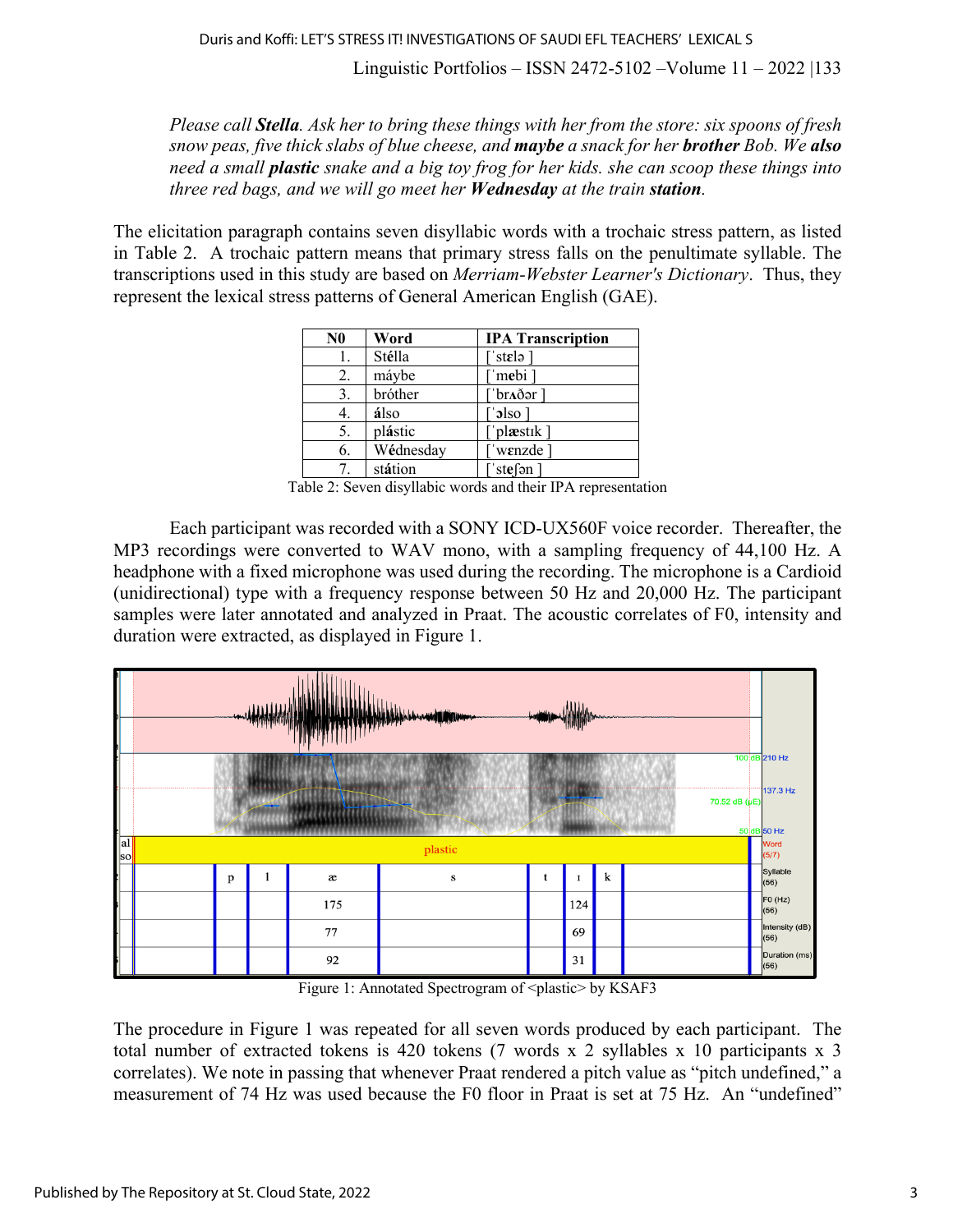*Please call **Stella**. Ask her to bring these things with her from the store: six spoons of fresh snow peas, five thick slabs of blue cheese, and **maybe** a snack for her **brother** Bob. We **also** need a small **plastic** snake and a big toy frog for her kids. she can scoop these things into three red bags, and we will go meet her **Wednesday** at the train **station**.*

The elicitation paragraph contains seven disyllabic words with a trochaic stress pattern, as listed in Table 2. A trochaic pattern means that primary stress falls on the penultimate syllable. The transcriptions used in this study are based on *Merriam-Webster Learner's Dictionary*. Thus, they represent the lexical stress patterns of General American English (GAE).

| N0 | Word | IPA Transcription |
|---|---|---|
| 1. | Stélla | [ˈstɛlə ] |
| 2. | máybe | [ˈmebi ] |
| 3. | bróther | [ˈbrʌðər ] |
| 4. | **á**lso | [ˈɔlso ] |
| 5. | pl**á**stic | [ˈplæstɪk ] |
| 6. | Wédnesday | [ˈwɛnzde ] |
| 7. | st**á**tion | [ˈsteʃən ] |

Table 2: Seven disyllabic words and their IPA representation

Each participant was recorded with a SONY ICD-UX560F voice recorder. Thereafter, the MP3 recordings were converted to WAV mono, with a sampling frequency of 44,100 Hz. A headphone with a fixed microphone was used during the recording. The microphone is a Cardioid (unidirectional) type with a frequency response between 50 Hz and 20,000 Hz. The participant samples were later annotated and analyzed in Praat. The acoustic correlates of F0, intensity and duration were extracted, as displayed in Figure 1.

Figure 1: Annotated Spectrogram of <plastic> by KSAF3

The procedure in Figure 1 was repeated for all seven words produced by each participant. The total number of extracted tokens is 420 tokens (7 words x 2 syllables x 10 participants x 3 correlates). We note in passing that whenever Praat rendered a pitch value as "pitch undefined," a measurement of 74 Hz was used because the F0 floor in Praat is set at 75 Hz. An "undefined"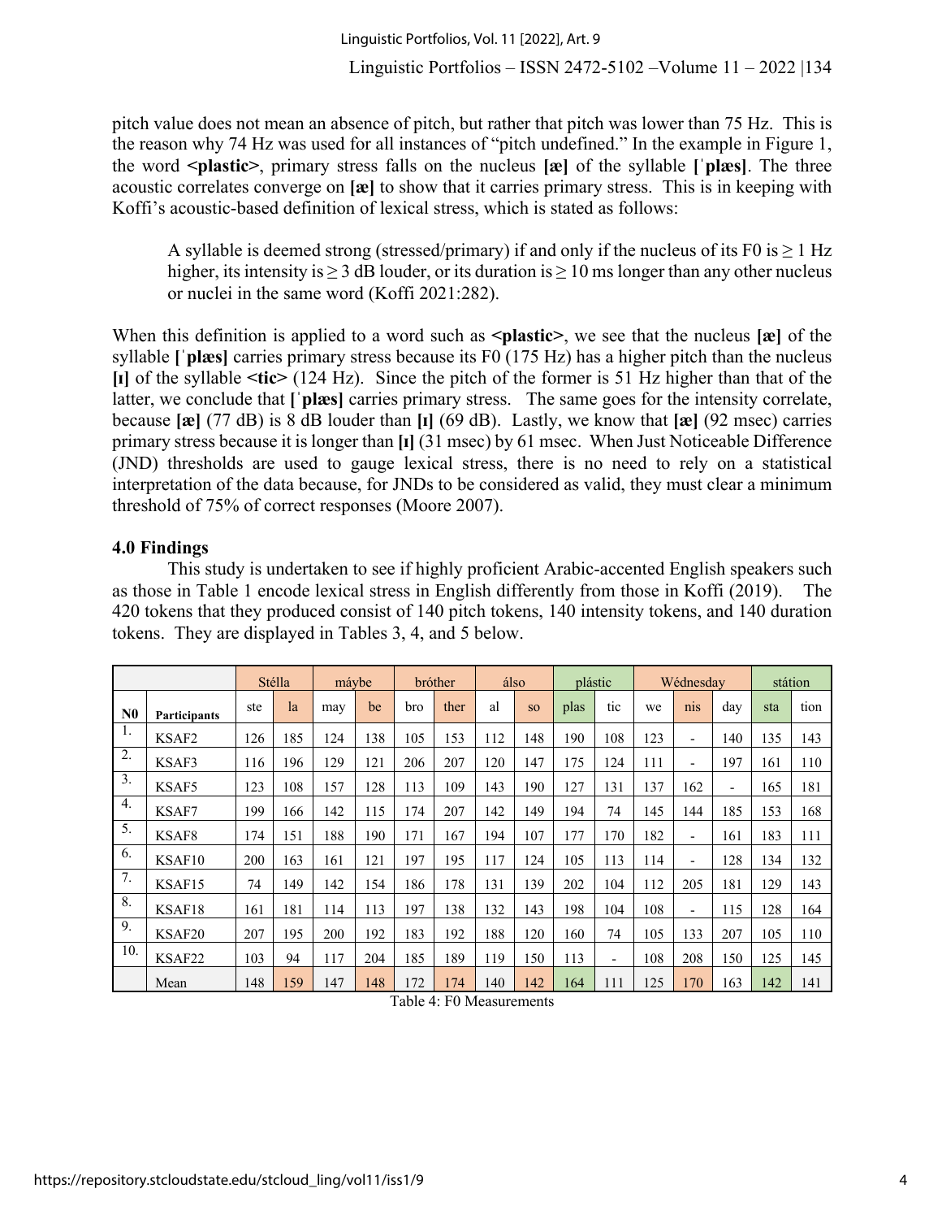pitch value does not mean an absence of pitch, but rather that pitch was lower than 75 Hz. This is the reason why 74 Hz was used for all instances of "pitch undefined." In the example in Figure 1, the word **<plastic>**, primary stress falls on the nucleus **[æ]** of the syllable **[ˈplæs]**. The three acoustic correlates converge on **[æ]** to show that it carries primary stress. This is in keeping with Koffi's acoustic-based definition of lexical stress, which is stated as follows:

> A syllable is deemed strong (stressed/primary) if and only if the nucleus of its F0 is ≥ 1 Hz higher, its intensity is ≥ 3 dB louder, or its duration is ≥ 10 ms longer than any other nucleus or nuclei in the same word (Koffi 2021:282).

When this definition is applied to a word such as **<plastic>**, we see that the nucleus **[æ]** of the syllable **[ˈplæs]** carries primary stress because its F0 (175 Hz) has a higher pitch than the nucleus **[ɪ]** of the syllable **<tic>** (124 Hz). Since the pitch of the former is 51 Hz higher than that of the latter, we conclude that **[ˈplæs]** carries primary stress. The same goes for the intensity correlate, because **[æ]** (77 dB) is 8 dB louder than **[ɪ]** (69 dB). Lastly, we know that **[æ]** (92 msec) carries primary stress because it is longer than **[ɪ]** (31 msec) by 61 msec. When Just Noticeable Difference (JND) thresholds are used to gauge lexical stress, there is no need to rely on a statistical interpretation of the data because, for JNDs to be considered as valid, they must clear a minimum threshold of 75% of correct responses (Moore 2007).

## 4.0 Findings

This study is undertaken to see if highly proficient Arabic-accented English speakers such as those in Table 1 encode lexical stress in English differently from those in Koffi (2019). The 420 tokens that they produced consist of 140 pitch tokens, 140 intensity tokens, and 140 duration tokens. They are displayed in Tables 3, 4, and 5 below.

| | | Stélla | | máybe | | bróther | | álso | | plástic | | Wédnesday | | | státion | |
|---|---|---|---|---|---|---|---|---|---|---|---|---|---|---|---|---|
| N0 | Participants | ste | la | may | be | bro | ther | al | so | plas | tic | we | nis | day | sta | tion |
| 1. | KSAF2 | 126 | 185 | 124 | 138 | 105 | 153 | 112 | 148 | 190 | 108 | 123 | - | 140 | 135 | 143 |
| 2. | KSAF3 | 116 | 196 | 129 | 121 | 206 | 207 | 120 | 147 | 175 | 124 | 111 | - | 197 | 161 | 110 |
| 3. | KSAF5 | 123 | 108 | 157 | 128 | 113 | 109 | 143 | 190 | 127 | 131 | 137 | 162 | - | 165 | 181 |
| 4. | KSAF7 | 199 | 166 | 142 | 115 | 174 | 207 | 142 | 149 | 194 | 74 | 145 | 144 | 185 | 153 | 168 |
| 5. | KSAF8 | 174 | 151 | 188 | 190 | 171 | 167 | 194 | 107 | 177 | 170 | 182 | - | 161 | 183 | 111 |
| 6. | KSAF10 | 200 | 163 | 161 | 121 | 197 | 195 | 117 | 124 | 105 | 113 | 114 | - | 128 | 134 | 132 |
| 7. | KSAF15 | 74 | 149 | 142 | 154 | 186 | 178 | 131 | 139 | 202 | 104 | 112 | 205 | 181 | 129 | 143 |
| 8. | KSAF18 | 161 | 181 | 114 | 113 | 197 | 138 | 132 | 143 | 198 | 104 | 108 | - | 115 | 128 | 164 |
| 9. | KSAF20 | 207 | 195 | 200 | 192 | 183 | 192 | 188 | 120 | 160 | 74 | 105 | 133 | 207 | 105 | 110 |
| 10. | KSAF22 | 103 | 94 | 117 | 204 | 185 | 189 | 119 | 150 | 113 | - | 108 | 208 | 150 | 125 | 145 |
| | Mean | 148 | 159 | 147 | 148 | 172 | 174 | 140 | 142 | 164 | 111 | 125 | 170 | 163 | 142 | 141 |

Table 4: F0 Measurements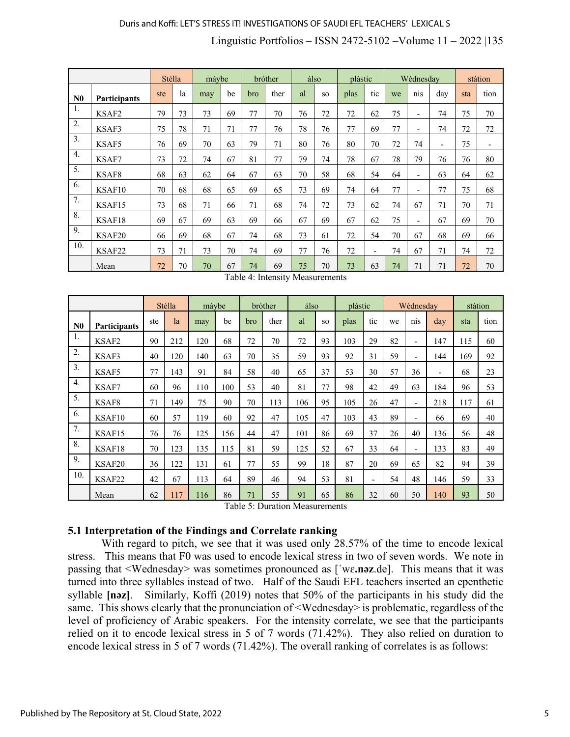| | | Stélla | | máybe | | bróther | | álso | | plástic | | Wédnesday | | | státion | |
|---|---|---|---|---|---|---|---|---|---|---|---|---|---|---|---|---|
| N0 | Participants | ste | la | may | be | bro | ther | al | so | plas | tic | we | nis | day | sta | tion |
| 1. | KSAF2 | 79 | 73 | 73 | 69 | 77 | 70 | 76 | 72 | 72 | 62 | 75 | - | 74 | 75 | 70 |
| 2. | KSAF3 | 75 | 78 | 71 | 71 | 77 | 76 | 78 | 76 | 77 | 69 | 77 | - | 74 | 72 | 72 |
| 3. | KSAF5 | 76 | 69 | 70 | 63 | 79 | 71 | 80 | 76 | 80 | 70 | 72 | 74 | - | 75 | - |
| 4. | KSAF7 | 73 | 72 | 74 | 67 | 81 | 77 | 79 | 74 | 78 | 67 | 78 | 79 | 76 | 76 | 80 |
| 5. | KSAF8 | 68 | 63 | 62 | 64 | 67 | 63 | 70 | 58 | 68 | 54 | 64 | - | 63 | 64 | 62 |
| 6. | KSAF10 | 70 | 68 | 68 | 65 | 69 | 65 | 73 | 69 | 74 | 64 | 77 | - | 77 | 75 | 68 |
| 7. | KSAF15 | 73 | 68 | 71 | 66 | 71 | 68 | 74 | 72 | 73 | 62 | 74 | 67 | 71 | 70 | 71 |
| 8. | KSAF18 | 69 | 67 | 69 | 63 | 69 | 66 | 67 | 69 | 67 | 62 | 75 | - | 67 | 69 | 70 |
| 9. | KSAF20 | 66 | 69 | 68 | 67 | 74 | 68 | 73 | 61 | 72 | 54 | 70 | 67 | 68 | 69 | 66 |
| 10. | KSAF22 | 73 | 71 | 73 | 70 | 74 | 69 | 77 | 76 | 72 | - | 74 | 67 | 71 | 74 | 72 |
| | Mean | 72 | 70 | 70 | 67 | 74 | 69 | 75 | 70 | 73 | 63 | 74 | 71 | 71 | 72 | 70 |

Table 4: Intensity Measurements

| | | Stélla | | máybe | | bróther | | álso | | plástic | | Wédnesday | | | státion | |
|---|---|---|---|---|---|---|---|---|---|---|---|---|---|---|---|---|
| N0 | Participants | ste | la | may | be | bro | ther | al | so | plas | tic | we | nis | day | sta | tion |
| 1. | KSAF2 | 90 | 212 | 120 | 68 | 72 | 70 | 72 | 93 | 103 | 29 | 82 | - | 147 | 115 | 60 |
| 2. | KSAF3 | 40 | 120 | 140 | 63 | 70 | 35 | 59 | 93 | 92 | 31 | 59 | - | 144 | 169 | 92 |
| 3. | KSAF5 | 77 | 143 | 91 | 84 | 58 | 40 | 65 | 37 | 53 | 30 | 57 | 36 | - | 68 | 23 |
| 4. | KSAF7 | 60 | 96 | 110 | 100 | 53 | 40 | 81 | 77 | 98 | 42 | 49 | 63 | 184 | 96 | 53 |
| 5. | KSAF8 | 71 | 149 | 75 | 90 | 70 | 113 | 106 | 95 | 105 | 26 | 47 | - | 218 | 117 | 61 |
| 6. | KSAF10 | 60 | 57 | 119 | 60 | 92 | 47 | 105 | 47 | 103 | 43 | 89 | - | 66 | 69 | 40 |
| 7. | KSAF15 | 76 | 76 | 125 | 156 | 44 | 47 | 101 | 86 | 69 | 37 | 26 | 40 | 136 | 56 | 48 |
| 8. | KSAF18 | 70 | 123 | 135 | 115 | 81 | 59 | 125 | 52 | 67 | 33 | 64 | - | 133 | 83 | 49 |
| 9. | KSAF20 | 36 | 122 | 131 | 61 | 77 | 55 | 99 | 18 | 87 | 20 | 69 | 65 | 82 | 94 | 39 |
| 10. | KSAF22 | 42 | 67 | 113 | 64 | 89 | 46 | 94 | 53 | 81 | - | 54 | 48 | 146 | 59 | 33 |
| | Mean | 62 | 117 | 116 | 86 | 71 | 55 | 91 | 65 | 86 | 32 | 60 | 50 | 140 | 93 | 50 |

Table 5: Duration Measurements

### 5.1 Interpretation of the Findings and Correlate ranking

With regard to pitch, we see that it was used only 28.57% of the time to encode lexical stress. This means that F0 was used to encode lexical stress in two of seven words. We note in passing that <Wednesday> was sometimes pronounced as [ˈwɛ.**nəz**.de]. This means that it was turned into three syllables instead of two. Half of the Saudi EFL teachers inserted an epenthetic syllable **[nəz]**. Similarly, Koffi (2019) notes that 50% of the participants in his study did the same. This shows clearly that the pronunciation of <Wednesday> is problematic, regardless of the level of proficiency of Arabic speakers. For the intensity correlate, we see that the participants relied on it to encode lexical stress in 5 of 7 words (71.42%). They also relied on duration to encode lexical stress in 5 of 7 words (71.42%). The overall ranking of correlates is as follows: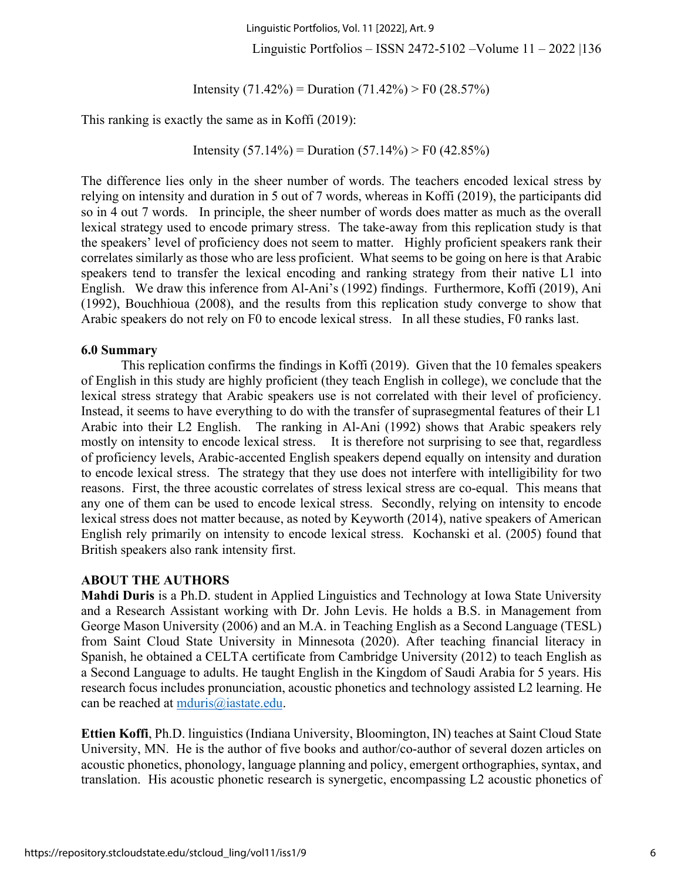Intensity (71.42%) = Duration (71.42%) > F0 (28.57%)

This ranking is exactly the same as in Koffi (2019):

Intensity (57.14%) = Duration (57.14%) > F0 (42.85%)

The difference lies only in the sheer number of words. The teachers encoded lexical stress by relying on intensity and duration in 5 out of 7 words, whereas in Koffi (2019), the participants did so in 4 out 7 words. In principle, the sheer number of words does matter as much as the overall lexical strategy used to encode primary stress. The take-away from this replication study is that the speakers' level of proficiency does not seem to matter. Highly proficient speakers rank their correlates similarly as those who are less proficient. What seems to be going on here is that Arabic speakers tend to transfer the lexical encoding and ranking strategy from their native L1 into English. We draw this inference from Al-Ani's (1992) findings. Furthermore, Koffi (2019), Ani (1992), Bouchhioua (2008), and the results from this replication study converge to show that Arabic speakers do not rely on F0 to encode lexical stress. In all these studies, F0 ranks last.

## 6.0 Summary

This replication confirms the findings in Koffi (2019). Given that the 10 females speakers of English in this study are highly proficient (they teach English in college), we conclude that the lexical stress strategy that Arabic speakers use is not correlated with their level of proficiency. Instead, it seems to have everything to do with the transfer of suprasegmental features of their L1 Arabic into their L2 English. The ranking in Al-Ani (1992) shows that Arabic speakers rely mostly on intensity to encode lexical stress. It is therefore not surprising to see that, regardless of proficiency levels, Arabic-accented English speakers depend equally on intensity and duration to encode lexical stress. The strategy that they use does not interfere with intelligibility for two reasons. First, the three acoustic correlates of stress lexical stress are co-equal. This means that any one of them can be used to encode lexical stress. Secondly, relying on intensity to encode lexical stress does not matter because, as noted by Keyworth (2014), native speakers of American English rely primarily on intensity to encode lexical stress. Kochanski et al. (2005) found that British speakers also rank intensity first.

## ABOUT THE AUTHORS

**Mahdi Duris** is a Ph.D. student in Applied Linguistics and Technology at Iowa State University and a Research Assistant working with Dr. John Levis. He holds a B.S. in Management from George Mason University (2006) and an M.A. in Teaching English as a Second Language (TESL) from Saint Cloud State University in Minnesota (2020). After teaching financial literacy in Spanish, he obtained a CELTA certificate from Cambridge University (2012) to teach English as a Second Language to adults. He taught English in the Kingdom of Saudi Arabia for 5 years. His research focus includes pronunciation, acoustic phonetics and technology assisted L2 learning. He can be reached at mduris@iastate.edu.

**Ettien Koffi**, Ph.D. linguistics (Indiana University, Bloomington, IN) teaches at Saint Cloud State University, MN. He is the author of five books and author/co-author of several dozen articles on acoustic phonetics, phonology, language planning and policy, emergent orthographies, syntax, and translation. His acoustic phonetic research is synergetic, encompassing L2 acoustic phonetics of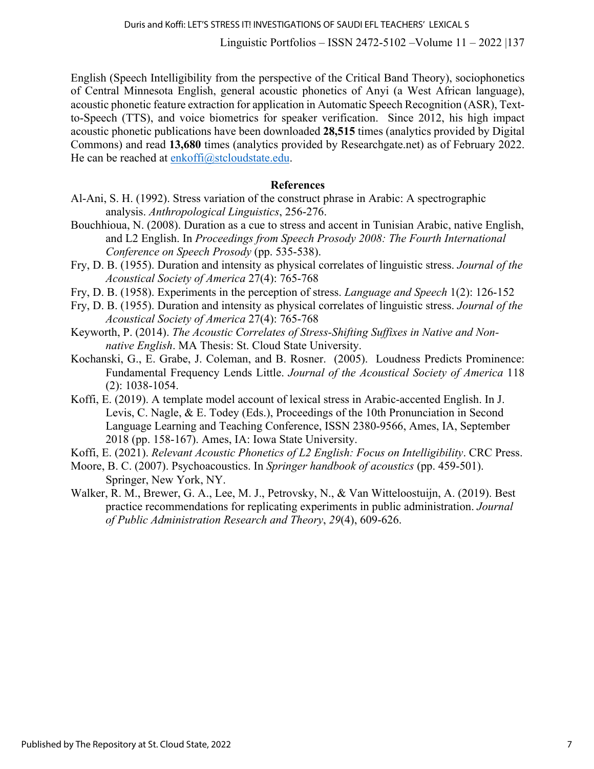English (Speech Intelligibility from the perspective of the Critical Band Theory), sociophonetics of Central Minnesota English, general acoustic phonetics of Anyi (a West African language), acoustic phonetic feature extraction for application in Automatic Speech Recognition (ASR), Text-to-Speech (TTS), and voice biometrics for speaker verification. Since 2012, his high impact acoustic phonetic publications have been downloaded **28,515** times (analytics provided by Digital Commons) and read **13,680** times (analytics provided by Researchgate.net) as of February 2022. He can be reached at enkoffi@stcloudstate.edu.

## References

Al-Ani, S. H. (1992). Stress variation of the construct phrase in Arabic: A spectrographic analysis. *Anthropological Linguistics*, 256-276.

Bouchhioua, N. (2008). Duration as a cue to stress and accent in Tunisian Arabic, native English, and L2 English. In *Proceedings from Speech Prosody 2008: The Fourth International Conference on Speech Prosody* (pp. 535-538).

Fry, D. B. (1955). Duration and intensity as physical correlates of linguistic stress. *Journal of the Acoustical Society of America* 27(4): 765-768

Fry, D. B. (1958). Experiments in the perception of stress. *Language and Speech* 1(2): 126-152

Fry, D. B. (1955). Duration and intensity as physical correlates of linguistic stress. *Journal of the Acoustical Society of America* 27(4): 765-768

Keyworth, P. (2014). *The Acoustic Correlates of Stress-Shifting Suffixes in Native and Non-native English*. MA Thesis: St. Cloud State University.

Kochanski, G., E. Grabe, J. Coleman, and B. Rosner. (2005). Loudness Predicts Prominence: Fundamental Frequency Lends Little. *Journal of the Acoustical Society of America* 118 (2): 1038-1054.

Koffi, E. (2019). A template model account of lexical stress in Arabic-accented English. In J. Levis, C. Nagle, & E. Todey (Eds.), Proceedings of the 10th Pronunciation in Second Language Learning and Teaching Conference, ISSN 2380-9566, Ames, IA, September 2018 (pp. 158-167). Ames, IA: Iowa State University.

Koffi, E. (2021). *Relevant Acoustic Phonetics of L2 English: Focus on Intelligibility*. CRC Press.

Moore, B. C. (2007). Psychoacoustics. In *Springer handbook of acoustics* (pp. 459-501). Springer, New York, NY.

Walker, R. M., Brewer, G. A., Lee, M. J., Petrovsky, N., & Van Witteloostuijn, A. (2019). Best practice recommendations for replicating experiments in public administration. *Journal of Public Administration Research and Theory*, *29*(4), 609-626.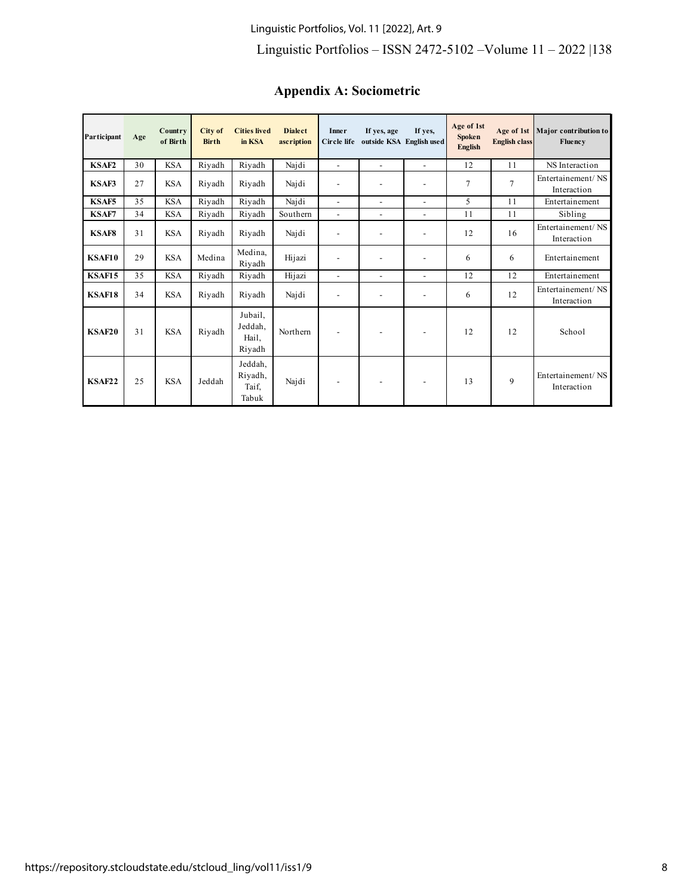# Appendix A: Sociometric

| Participant | Age | Country of Birth | City of Birth | Cities lived in KSA | Dialect ascription | Inner Circle life | If yes, age outside KSA | If yes, English used | Age of 1st Spoken English | Age of 1st English class | Major contribution to Fluency |
|---|---|---|---|---|---|---|---|---|---|---|---|
| **KSAF2** | 30 | KSA | Riyadh | Riyadh | Najdi | - | - | - | 12 | 11 | NS Interaction |
| **KSAF3** | 27 | KSA | Riyadh | Riyadh | Najdi | - | - | - | 7 | 7 | Entertainement/ NS Interaction |
| **KSAF5** | 35 | KSA | Riyadh | Riyadh | Najdi | - | - | - | 5 | 11 | Entertainement |
| **KSAF7** | 34 | KSA | Riyadh | Riyadh | Southern | - | - | - | 11 | 11 | Sibling |
| **KSAF8** | 31 | KSA | Riyadh | Riyadh | Najdi | - | - | - | 12 | 16 | Entertainement/ NS Interaction |
| **KSAF10** | 29 | KSA | Medina | Medina, Riyadh | Hijazi | - | - | - | 6 | 6 | Entertainement |
| **KSAF15** | 35 | KSA | Riyadh | Riyadh | Hijazi | - | - | - | 12 | 12 | Entertainement |
| **KSAF18** | 34 | KSA | Riyadh | Riyadh | Najdi | - | - | - | 6 | 12 | Entertainement/ NS Interaction |
| **KSAF20** | 31 | KSA | Riyadh | Jubail, Jeddah, Hail, Riyadh | Northern | - | - | - | 12 | 12 | School |
| **KSAF22** | 25 | KSA | Jeddah | Jeddah, Riyadh, Taif, Tabuk | Najdi | - | - | - | 13 | 9 | Entertainement/ NS Interaction |